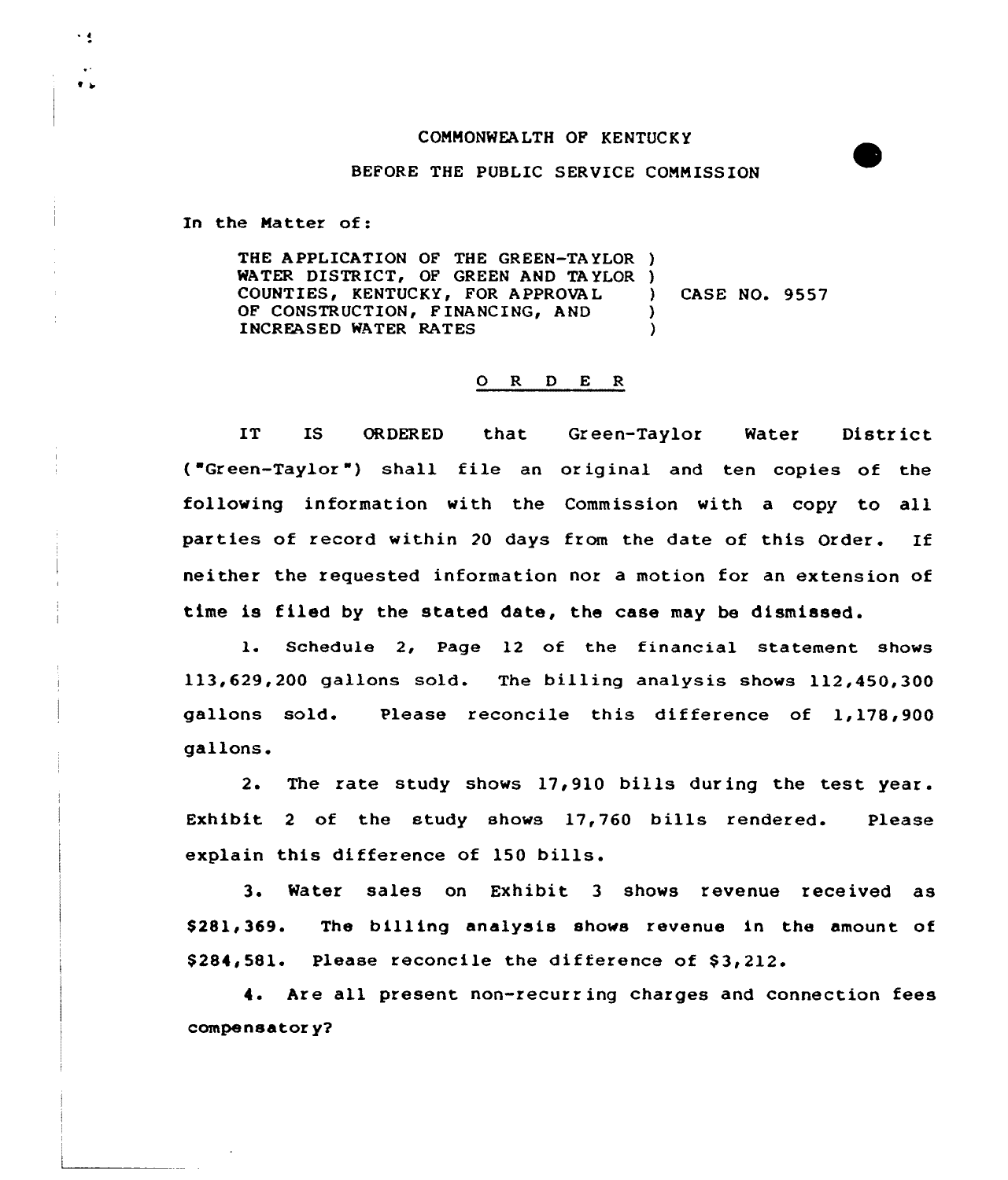COMMONWEALTH OF KENTUCKY

BEFORE THE PUBLIC SERVICE COMMISSION

In the Matter of:

THE APPLICATION OF THE GREEN-TAYLOR WATER DISTRICT, OF GREEN AND TAYLOR COUNTIES, KENTUCKY, FOR APPROVAL OF CONSTRUCTION, FINANCING, AND INCREASED WATER RATES ) CASE NO. 9557

O R D E R

IT IS ORDERED that Green-Taylor Water District ("Green-Taylor") shall file an original and ten copies of the following information with the Commission with a copy to all parties of record within 20 days from the date of this Order. If neither the requested information nor a motion for an extension of time is filed by the stated date, the case may be dismissed.

1. Schedule 2, Page 12 of the financial statement shows 113,629,200 gallons sold. The billing analysis shows 112,450,300 gallons sold. Please reconcile this difference of 1,178,900 gallons.

2. The rate study shows 17,910 bills during the test year. Exhibit 2 of the study shows 17,760 bills rendered. Please explain this difference of 150 bills.

3. Water sales on Exhibit 3 shows revenue received as $281,369. The billing analysis shows revenue in the amount of $284,581. Please reconcile the difference of $3,212.

4. Are all present non-recurring charges and connection fees compensatory?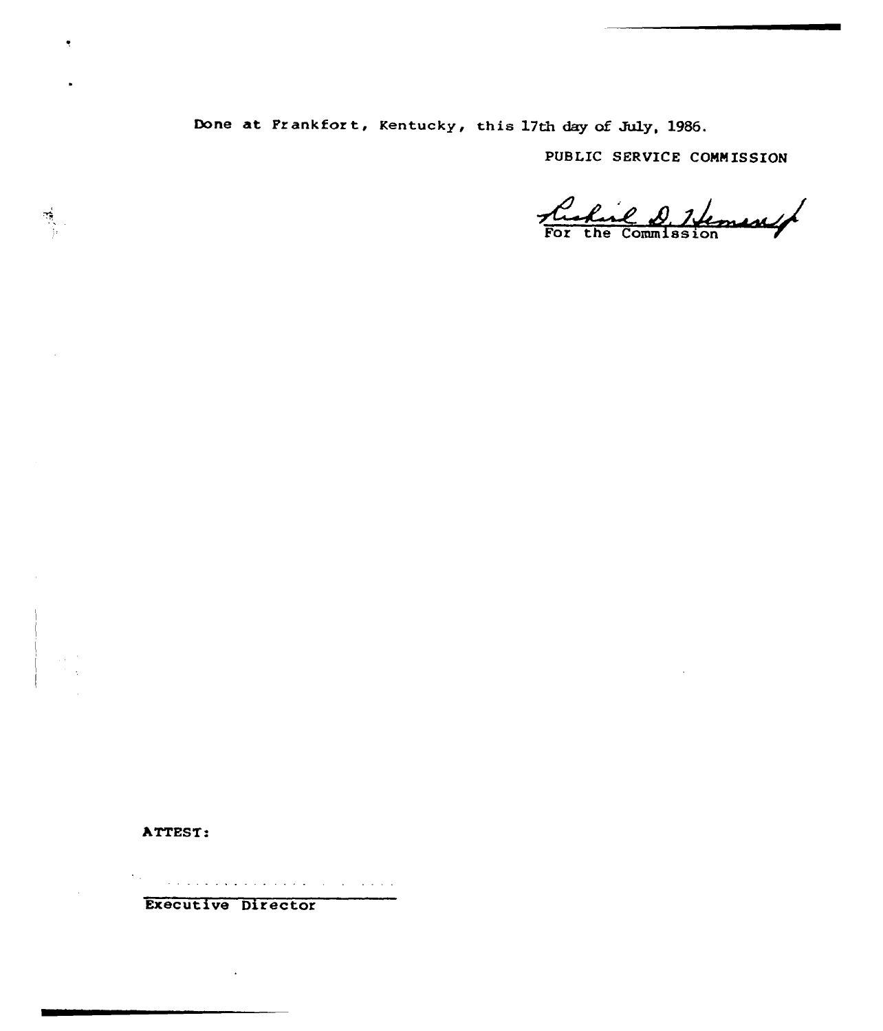Done at Frankfort, Kentucky, this 17th day of July, 1986.

PUBLIC SERVICE COMMISSION

For the Commission

ATTEST:

Executive Director